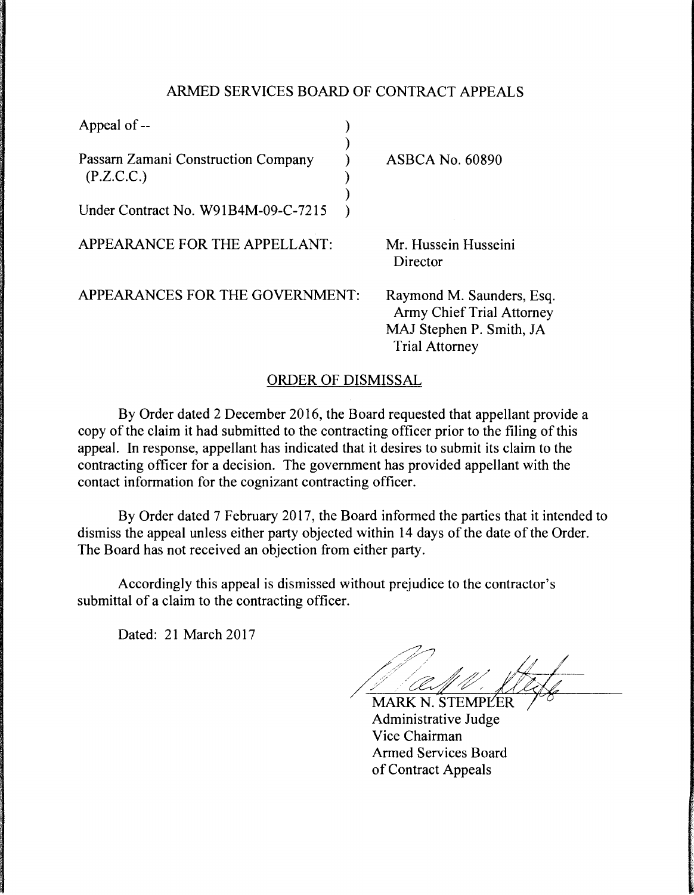# ARMED SERVICES BOARD OF CONTRACT APPEALS

| | | |
|---|---|---|
| Appeal of -- | ) | |
| | ) | |
| Passarn Zamani Construction Company (P.Z.C.C.) | ) | ASBCA No. 60890 |
| | ) | |
| Under Contract No. W91B4M-09-C-7215 | ) | |

APPEARANCE FOR THE APPELLANT: Mr. Hussein Husseini
Director

APPEARANCES FOR THE GOVERNMENT: Raymond M. Saunders, Esq.
Army Chief Trial Attorney
MAJ Stephen P. Smith, JA
Trial Attorney

## ORDER OF DISMISSAL

By Order dated 2 December 2016, the Board requested that appellant provide a copy of the claim it had submitted to the contracting officer prior to the filing of this appeal. In response, appellant has indicated that it desires to submit its claim to the contracting officer for a decision. The government has provided appellant with the contact information for the cognizant contracting officer.

By Order dated 7 February 2017, the Board informed the parties that it intended to dismiss the appeal unless either party objected within 14 days of the date of the Order. The Board has not received an objection from either party.

Accordingly this appeal is dismissed without prejudice to the contractor's submittal of a claim to the contracting officer.

Dated: 21 March 2017

MARK N. STEMPLER
Administrative Judge
Vice Chairman
Armed Services Board
of Contract Appeals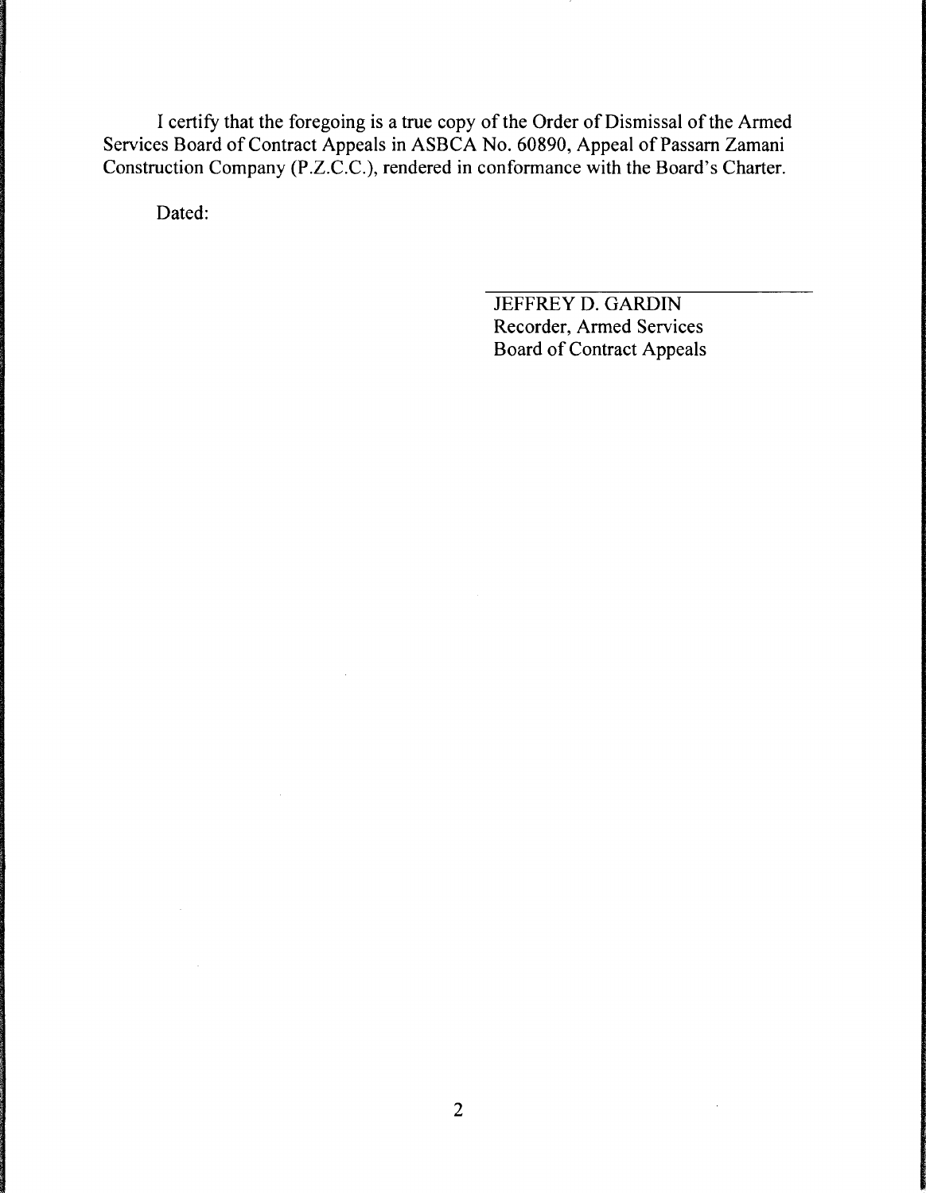I certify that the foregoing is a true copy of the Order of Dismissal of the Armed Services Board of Contract Appeals in ASBCA No. 60890, Appeal of Passarn Zamani Construction Company (P.Z.C.C.), rendered in conformance with the Board's Charter.

Dated:

JEFFREY D. GARDIN
Recorder, Armed Services
Board of Contract Appeals